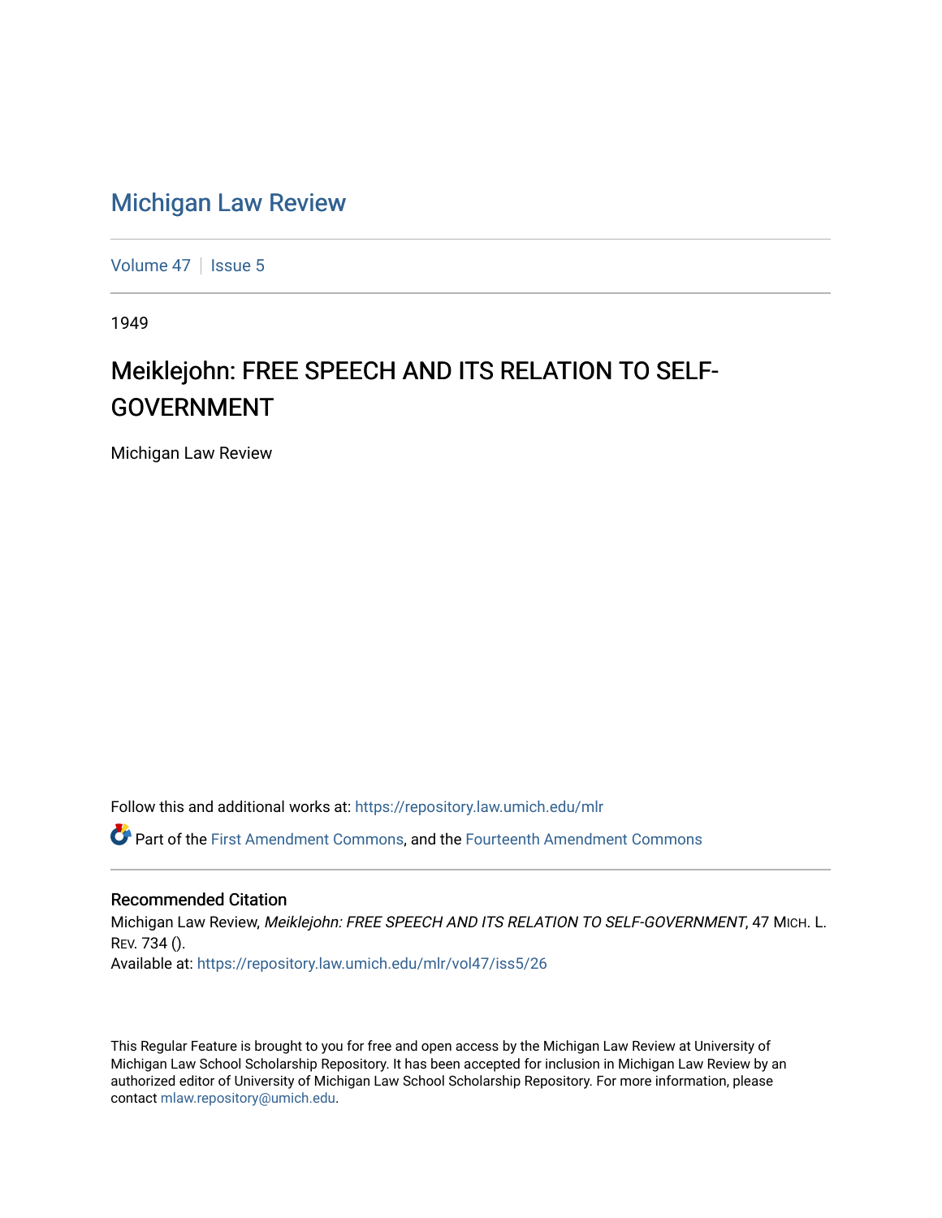# Michigan Law Review

Volume 47 | Issue 5

1949

## Meiklejohn: FREE SPEECH AND ITS RELATION TO SELF-GOVERNMENT

Michigan Law Review

Follow this and additional works at: https://repository.law.umich.edu/mlr

Part of the First Amendment Commons, and the Fourteenth Amendment Commons

### Recommended Citation

Michigan Law Review, *Meiklejohn: FREE SPEECH AND ITS RELATION TO SELF-GOVERNMENT*, 47 MICH. L. REV. 734 ().

Available at: https://repository.law.umich.edu/mlr/vol47/iss5/26

This Regular Feature is brought to you for free and open access by the Michigan Law Review at University of Michigan Law School Scholarship Repository. It has been accepted for inclusion in Michigan Law Review by an authorized editor of University of Michigan Law School Scholarship Repository. For more information, please contact mlaw.repository@umich.edu.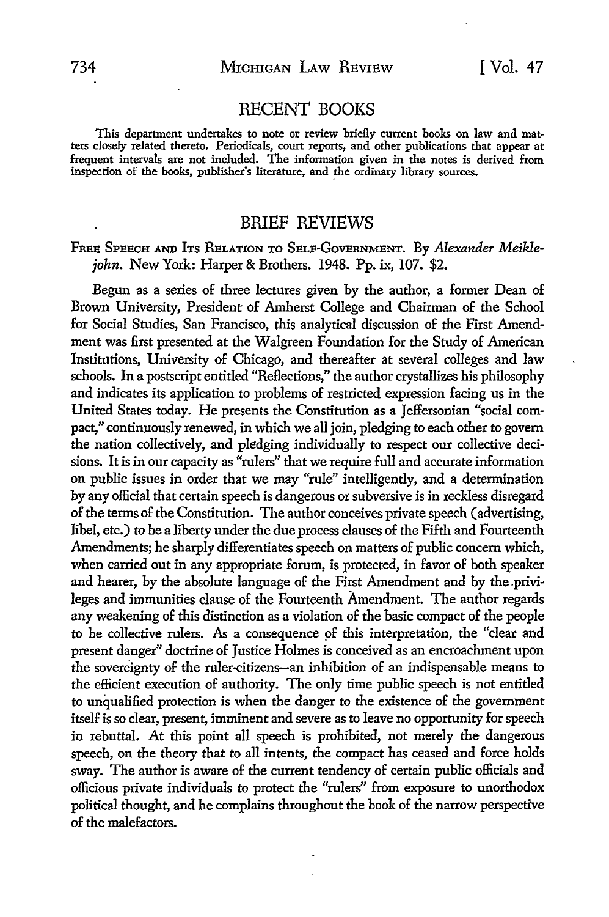# RECENT BOOKS

This department undertakes to note or review briefly current books on law and matters closely related thereto. Periodicals, court reports, and other publications that appear at frequent intervals are not included. The information given in the notes is derived from inspection of the books, publisher's literature, and the ordinary library sources.

## BRIEF REVIEWS

FREE SPEECH AND ITS RELATION TO SELF-GOVERNMENT. By *Alexander Meiklejohn.* New York: Harper & Brothers. 1948. Pp. ix, 107. $2.

Begun as a series of three lectures given by the author, a former Dean of Brown University, President of Amherst College and Chairman of the School for Social Studies, San Francisco, this analytical discussion of the First Amendment was first presented at the Walgreen Foundation for the Study of American Institutions, University of Chicago, and thereafter at several colleges and law schools. In a postscript entitled "Reflections," the author crystallizes his philosophy and indicates its application to problems of restricted expression facing us in the United States today. He presents the Constitution as a Jeffersonian "social compact," continuously renewed, in which we all join, pledging to each other to govern the nation collectively, and pledging individually to respect our collective decisions. It is in our capacity as "rulers" that we require full and accurate information on public issues in order that we may "rule" intelligently, and a determination by any official that certain speech is dangerous or subversive is in reckless disregard of the terms of the Constitution. The author conceives private speech (advertising, libel, etc.) to be a liberty under the due process clauses of the Fifth and Fourteenth Amendments; he sharply differentiates speech on matters of public concern which, when carried out in any appropriate forum, is protected, in favor of both speaker and hearer, by the absolute language of the First Amendment and by the privileges and immunities clause of the Fourteenth Amendment. The author regards any weakening of this distinction as a violation of the basic compact of the people to be collective rulers. As a consequence of this interpretation, the "clear and present danger" doctrine of Justice Holmes is conceived as an encroachment upon the sovereignty of the ruler-citizens—an inhibition of an indispensable means to the efficient execution of authority. The only time public speech is not entitled to unqualified protection is when the danger to the existence of the government itself is so clear, present, imminent and severe as to leave no opportunity for speech in rebuttal. At this point all speech is prohibited, not merely the dangerous speech, on the theory that to all intents, the compact has ceased and force holds sway. The author is aware of the current tendency of certain public officials and officious private individuals to protect the "rulers" from exposure to unorthodox political thought, and he complains throughout the book of the narrow perspective of the malefactors.